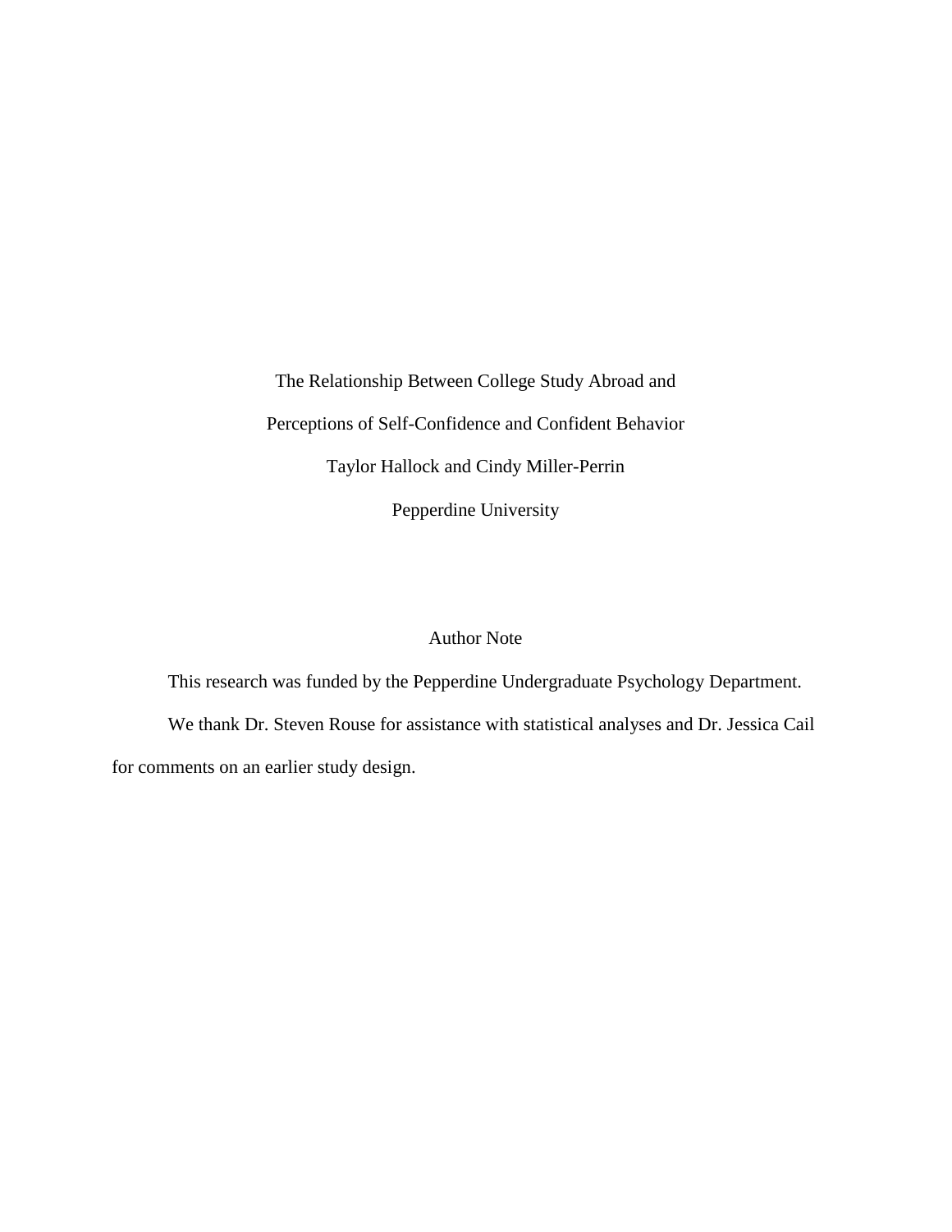# The Relationship Between College Study Abroad and Perceptions of Self-Confidence and Confident Behavior

Taylor Hallock and Cindy Miller-Perrin

Pepperdine University

## Author Note

This research was funded by the Pepperdine Undergraduate Psychology Department.

We thank Dr. Steven Rouse for assistance with statistical analyses and Dr. Jessica Cail for comments on an earlier study design.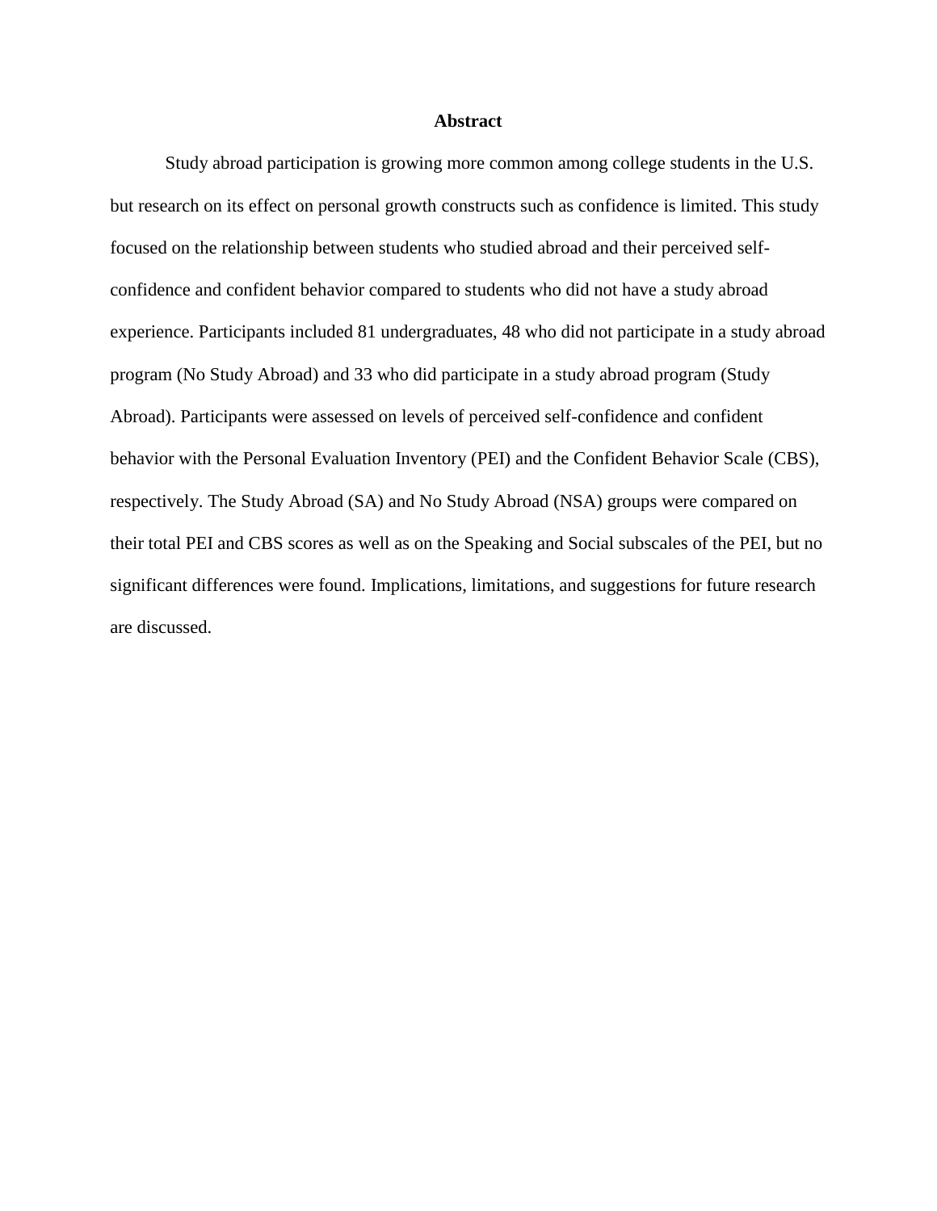## Abstract

Study abroad participation is growing more common among college students in the U.S. but research on its effect on personal growth constructs such as confidence is limited. This study focused on the relationship between students who studied abroad and their perceived self-confidence and confident behavior compared to students who did not have a study abroad experience. Participants included 81 undergraduates, 48 who did not participate in a study abroad program (No Study Abroad) and 33 who did participate in a study abroad program (Study Abroad). Participants were assessed on levels of perceived self-confidence and confident behavior with the Personal Evaluation Inventory (PEI) and the Confident Behavior Scale (CBS), respectively. The Study Abroad (SA) and No Study Abroad (NSA) groups were compared on their total PEI and CBS scores as well as on the Speaking and Social subscales of the PEI, but no significant differences were found. Implications, limitations, and suggestions for future research are discussed.